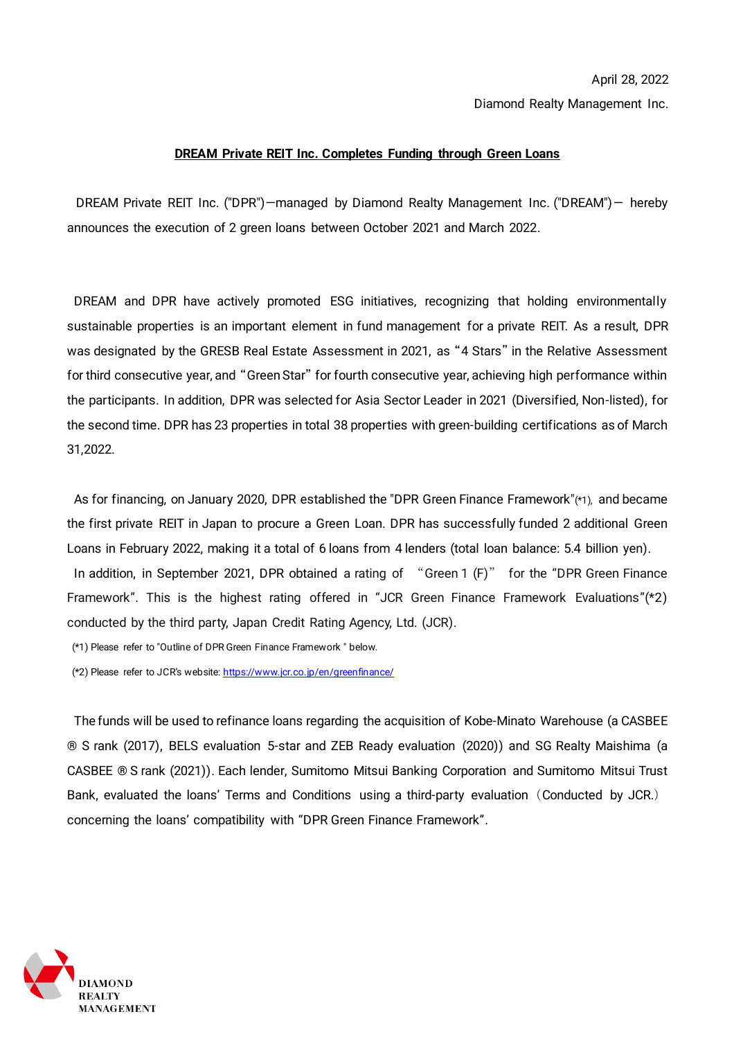April 28, 2022

Diamond Realty Management Inc.

**DREAM Private REIT Inc. Completes Funding through Green Loans**

DREAM Private REIT Inc. ("DPR")—managed by Diamond Realty Management Inc. ("DREAM")— hereby announces the execution of 2 green loans between October 2021 and March 2022.

DREAM and DPR have actively promoted ESG initiatives, recognizing that holding environmentally sustainable properties is an important element in fund management for a private REIT. As a result, DPR was designated by the GRESB Real Estate Assessment in 2021, as "4 Stars" in the Relative Assessment for third consecutive year, and "Green Star" for fourth consecutive year, achieving high performance within the participants. In addition, DPR was selected for Asia Sector Leader in 2021 (Diversified, Non-listed), for the second time. DPR has 23 properties in total 38 properties with green-building certifications as of March 31,2022.

As for financing, on January 2020, DPR established the "DPR Green Finance Framework"(*1), and became the first private REIT in Japan to procure a Green Loan. DPR has successfully funded 2 additional Green Loans in February 2022, making it a total of 6 loans from 4 lenders (total loan balance: 5.4 billion yen).

In addition, in September 2021, DPR obtained a rating of "Green 1 (F)" for the "DPR Green Finance Framework". This is the highest rating offered in "JCR Green Finance Framework Evaluations"(*2) conducted by the third party, Japan Credit Rating Agency, Ltd. (JCR).

(*1) Please refer to "Outline of DPR Green Finance Framework " below.

(*2) Please refer to JCR's website: https://www.jcr.co.jp/en/greenfinance/

The funds will be used to refinance loans regarding the acquisition of Kobe-Minato Warehouse (a CASBEE ® S rank (2017), BELS evaluation 5-star and ZEB Ready evaluation (2020)) and SG Realty Maishima (a CASBEE ® S rank (2021)). Each lender, Sumitomo Mitsui Banking Corporation and Sumitomo Mitsui Trust Bank, evaluated the loans' Terms and Conditions using a third-party evaluation（Conducted by JCR.）concerning the loans' compatibility with "DPR Green Finance Framework".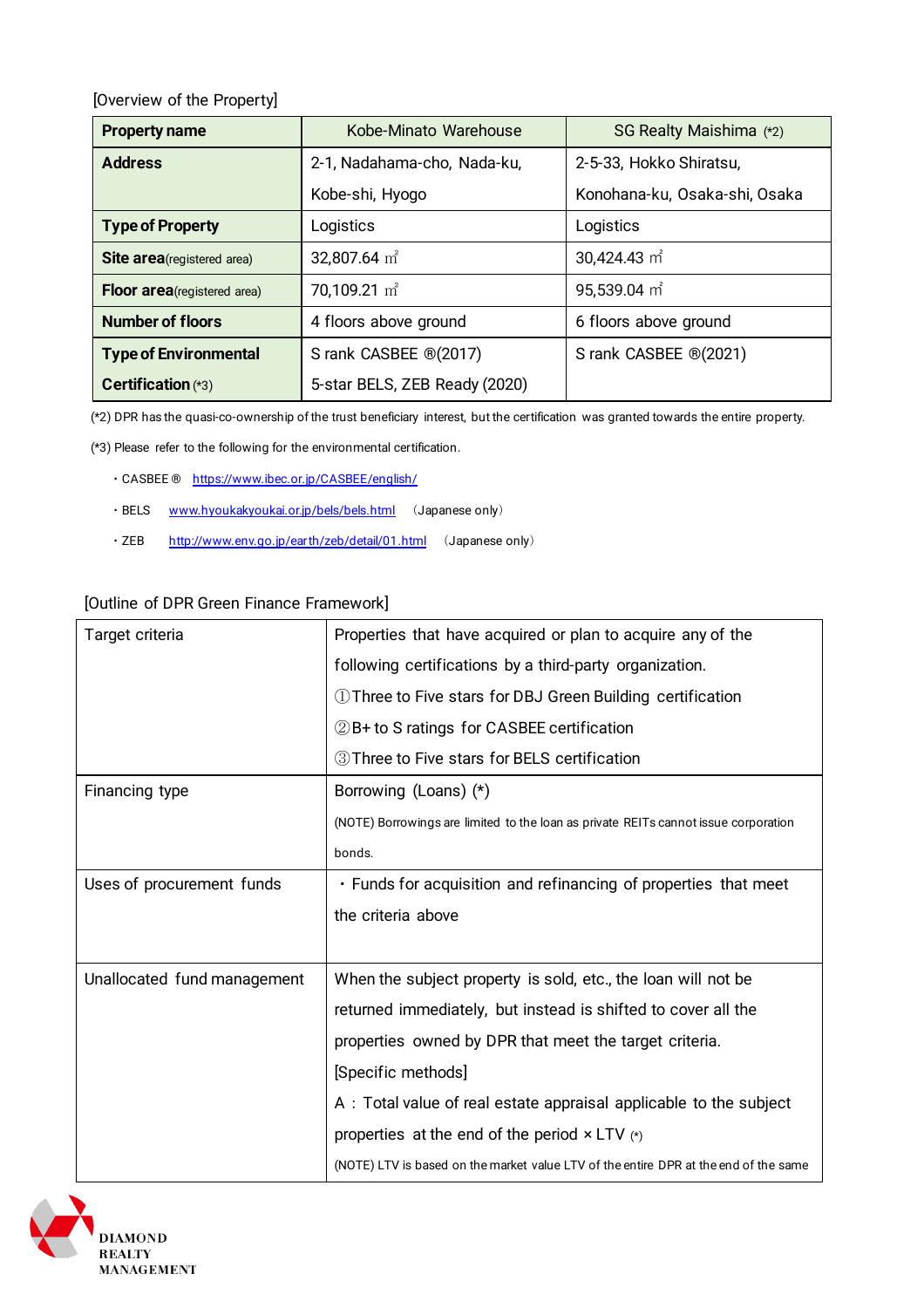[Overview of the Property]

| Property name | Kobe-Minato Warehouse | SG Realty Maishima (*2) |
| --- | --- | --- |
| Address | 2-1, Nadahama-cho, Nada-ku, Kobe-shi, Hyogo | 2-5-33, Hokko Shiratsu, Konohana-ku, Osaka-shi, Osaka |
| Type of Property | Logistics | Logistics |
| Site area(registered area) | 32,807.64 ㎡ | 30,424.43 ㎡ |
| Floor area(registered area) | 70,109.21 ㎡ | 95,539.04 ㎡ |
| Number of floors | 4 floors above ground | 6 floors above ground |
| Type of Environmental Certification (*3) | S rank CASBEE ®(2017)<br>5-star BELS, ZEB Ready (2020) | S rank CASBEE ®(2021) |

(*2) DPR has the quasi-co-ownership of the trust beneficiary interest, but the certification was granted towards the entire property.

(*3) Please refer to the following for the environmental certification.

- CASBEE ® https://www.ibec.or.jp/CASBEE/english/
- BELS www.hyoukakyoukai.or.jp/bels/bels.html （Japanese only）
- ZEB http://www.env.go.jp/earth/zeb/detail/01.html （Japanese only）

[Outline of DPR Green Finance Framework]

| Target criteria | Properties that have acquired or plan to acquire any of the following certifications by a third-party organization.<br>①Three to Five stars for DBJ Green Building certification<br>②B+ to S ratings for CASBEE certification<br>③Three to Five stars for BELS certification |
| --- | --- |
| Financing type | Borrowing (Loans) (*)<br>(NOTE) Borrowings are limited to the loan as private REITs cannot issue corporation bonds. |
| Uses of procurement funds | ・Funds for acquisition and refinancing of properties that meet the criteria above |
| Unallocated fund management | When the subject property is sold, etc., the loan will not be returned immediately, but instead is shifted to cover all the properties owned by DPR that meet the target criteria.<br>[Specific methods]<br>A : Total value of real estate appraisal applicable to the subject properties at the end of the period × LTV (*)<br>(NOTE) LTV is based on the market value LTV of the entire DPR at the end of the same |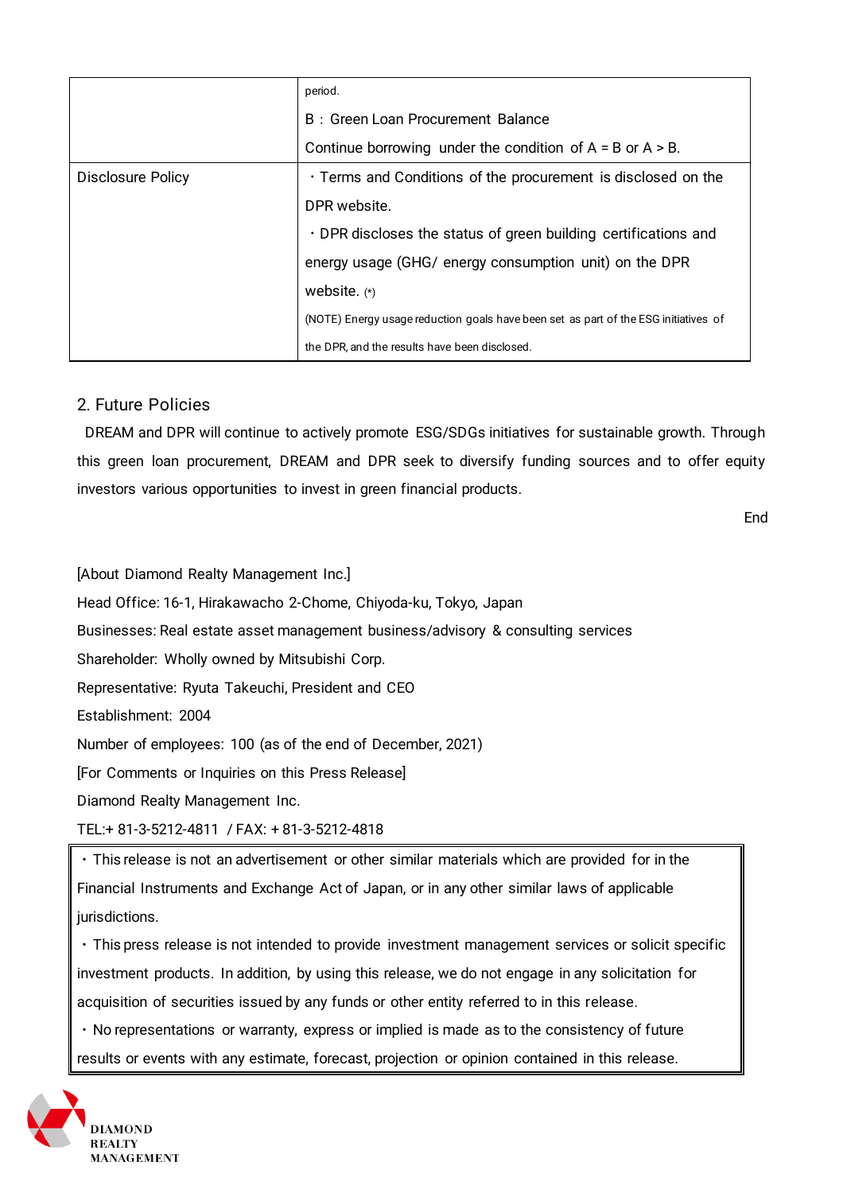| | |
|---|---|
| | period.<br>B：Green Loan Procurement Balance<br>Continue borrowing under the condition of A = B or A > B. |
| Disclosure Policy | ・Terms and Conditions of the procurement is disclosed on the DPR website.<br>・DPR discloses the status of green building certifications and energy usage (GHG/ energy consumption unit) on the DPR website. (*)<br>(NOTE) Energy usage reduction goals have been set as part of the ESG initiatives of the DPR, and the results have been disclosed. |

## 2. Future Policies

DREAM and DPR will continue to actively promote ESG/SDGs initiatives for sustainable growth. Through this green loan procurement, DREAM and DPR seek to diversify funding sources and to offer equity investors various opportunities to invest in green financial products.

End

[About Diamond Realty Management Inc.]
Head Office: 16-1, Hirakawacho 2-Chome, Chiyoda-ku, Tokyo, Japan
Businesses: Real estate asset management business/advisory & consulting services
Shareholder: Wholly owned by Mitsubishi Corp.
Representative: Ryuta Takeuchi, President and CEO
Establishment: 2004
Number of employees: 100 (as of the end of December, 2021)
[For Comments or Inquiries on this Press Release]
Diamond Realty Management Inc.
TEL:+ 81-3-5212-4811 / FAX: + 81-3-5212-4818

・This release is not an advertisement or other similar materials which are provided for in the Financial Instruments and Exchange Act of Japan, or in any other similar laws of applicable jurisdictions.
・This press release is not intended to provide investment management services or solicit specific investment products. In addition, by using this release, we do not engage in any solicitation for acquisition of securities issued by any funds or other entity referred to in this release.
・No representations or warranty, express or implied is made as to the consistency of future results or events with any estimate, forecast, projection or opinion contained in this release.

DIAMOND
REALTY
MANAGEMENT